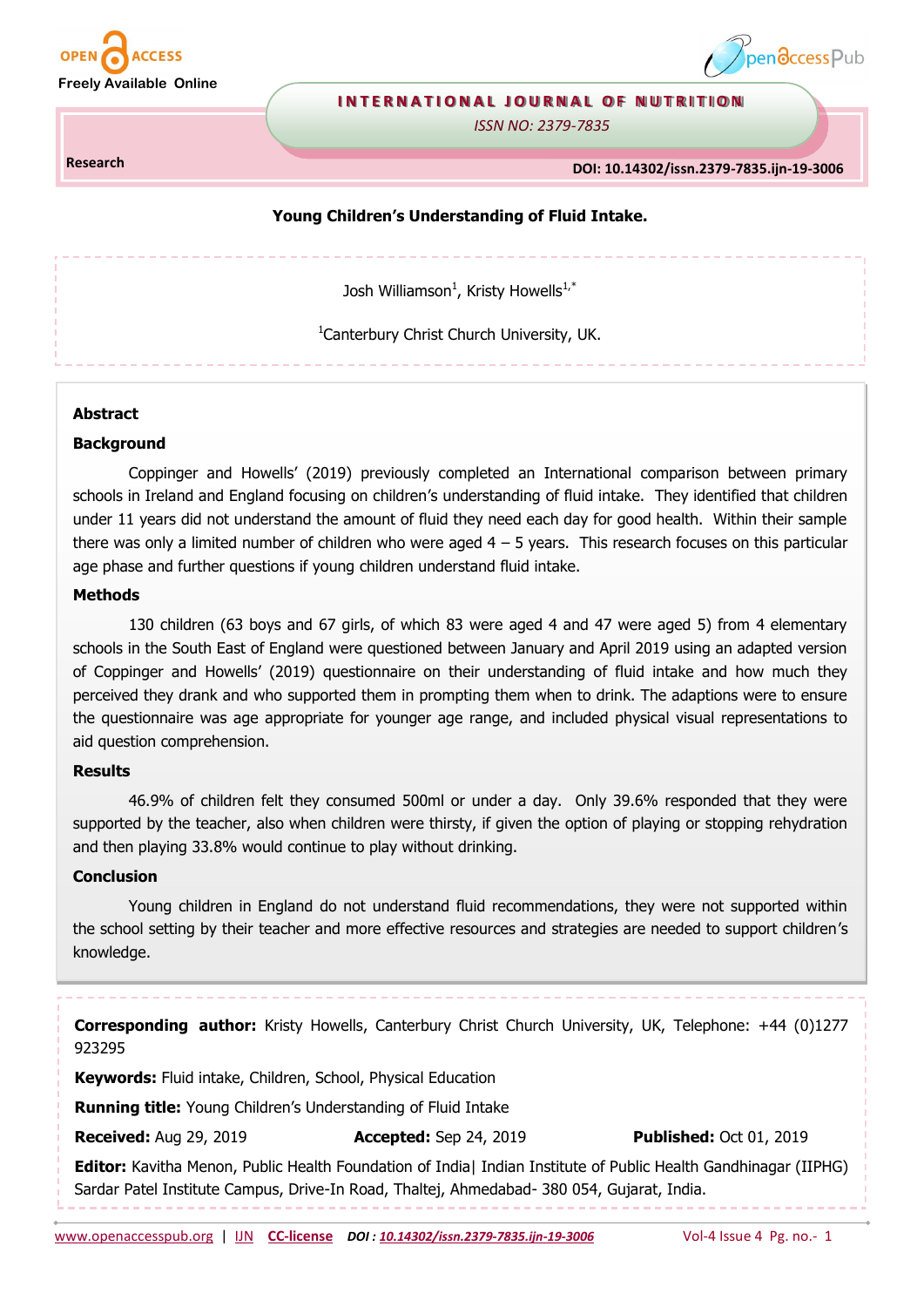Research

# Young Children's Understanding of Fluid Intake.

Josh Williamson[1], Kristy Howells[1,*]

[1]Canterbury Christ Church University, UK.

## Abstract

### Background

Coppinger and Howells' (2019) previously completed an International comparison between primary schools in Ireland and England focusing on children's understanding of fluid intake. They identified that children under 11 years did not understand the amount of fluid they need each day for good health. Within their sample there was only a limited number of children who were aged 4 – 5 years. This research focuses on this particular age phase and further questions if young children understand fluid intake.

### Methods

130 children (63 boys and 67 girls, of which 83 were aged 4 and 47 were aged 5) from 4 elementary schools in the South East of England were questioned between January and April 2019 using an adapted version of Coppinger and Howells' (2019) questionnaire on their understanding of fluid intake and how much they perceived they drank and who supported them in prompting them when to drink. The adaptions were to ensure the questionnaire was age appropriate for younger age range, and included physical visual representations to aid question comprehension.

### Results

46.9% of children felt they consumed 500ml or under a day. Only 39.6% responded that they were supported by the teacher, also when children were thirsty, if given the option of playing or stopping rehydration and then playing 33.8% would continue to play without drinking.

### Conclusion

Young children in England do not understand fluid recommendations, they were not supported within the school setting by their teacher and more effective resources and strategies are needed to support children's knowledge.

**Corresponding author:** Kristy Howells, Canterbury Christ Church University, UK, Telephone: +44 (0)1277 923295

**Keywords:** Fluid intake, Children, School, Physical Education

**Running title:** Young Children's Understanding of Fluid Intake

**Received:** Aug 29, 2019 **Accepted:** Sep 24, 2019 **Published:** Oct 01, 2019

**Editor:** Kavitha Menon, Public Health Foundation of India| Indian Institute of Public Health Gandhinagar (IIPHG) Sardar Patel Institute Campus, Drive-In Road, Thaltej, Ahmedabad- 380 054, Gujarat, India.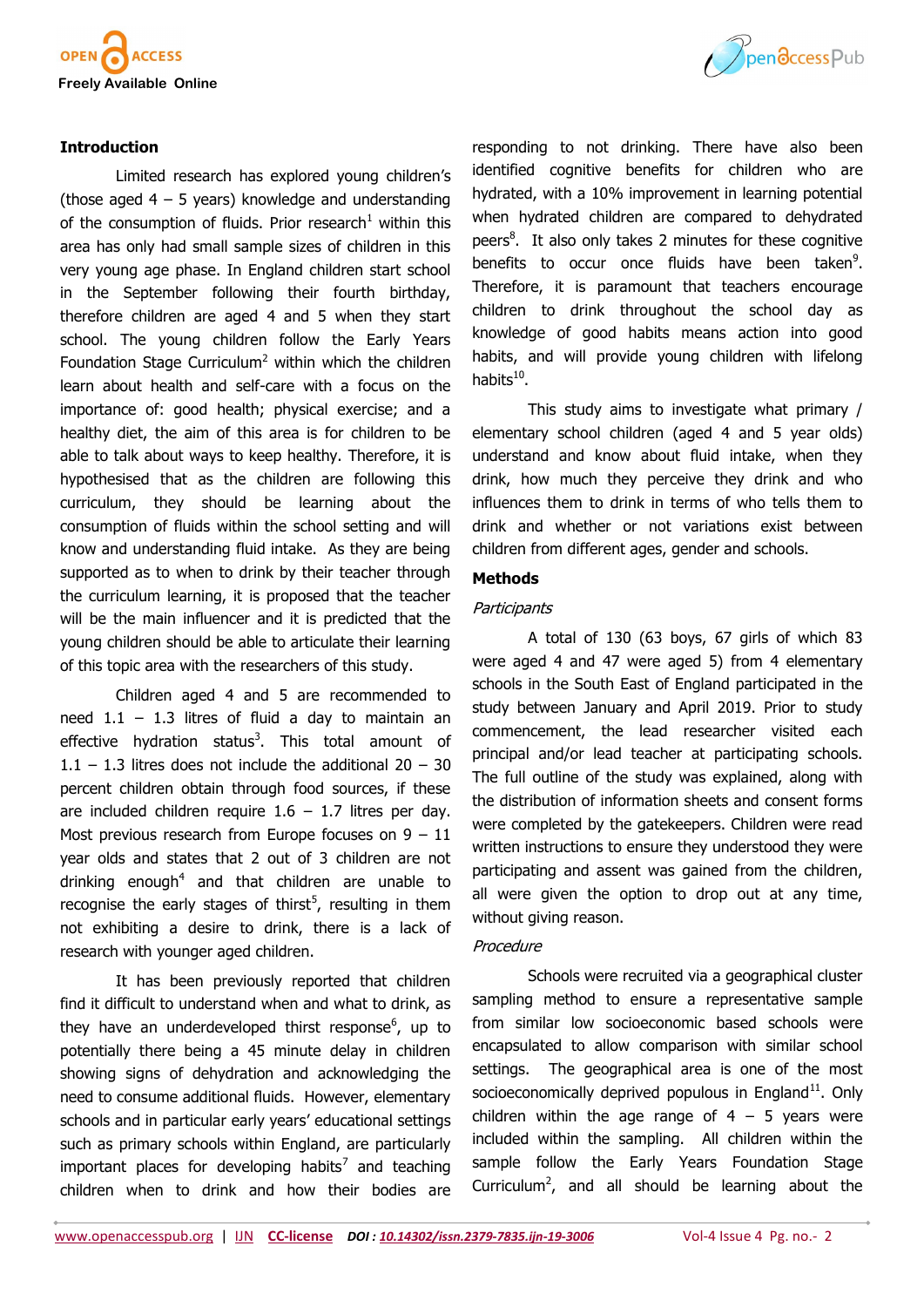## Introduction

Limited research has explored young children's (those aged 4 – 5 years) knowledge and understanding of the consumption of fluids. Prior research[1] within this area has only had small sample sizes of children in this very young age phase. In England children start school in the September following their fourth birthday, therefore children are aged 4 and 5 when they start school. The young children follow the Early Years Foundation Stage Curriculum[2] within which the children learn about health and self-care with a focus on the importance of: good health; physical exercise; and a healthy diet, the aim of this area is for children to be able to talk about ways to keep healthy. Therefore, it is hypothesised that as the children are following this curriculum, they should be learning about the consumption of fluids within the school setting and will know and understanding fluid intake. As they are being supported as to when to drink by their teacher through the curriculum learning, it is proposed that the teacher will be the main influencer and it is predicted that the young children should be able to articulate their learning of this topic area with the researchers of this study.

Children aged 4 and 5 are recommended to need 1.1 – 1.3 litres of fluid a day to maintain an effective hydration status[3]. This total amount of 1.1 – 1.3 litres does not include the additional 20 – 30 percent children obtain through food sources, if these are included children require 1.6 – 1.7 litres per day. Most previous research from Europe focuses on 9 – 11 year olds and states that 2 out of 3 children are not drinking enough[4] and that children are unable to recognise the early stages of thirst[5], resulting in them not exhibiting a desire to drink, there is a lack of research with younger aged children.

It has been previously reported that children find it difficult to understand when and what to drink, as they have an underdeveloped thirst response[6], up to potentially there being a 45 minute delay in children showing signs of dehydration and acknowledging the need to consume additional fluids. However, elementary schools and in particular early years' educational settings such as primary schools within England, are particularly important places for developing habits[7] and teaching children when to drink and how their bodies are responding to not drinking. There have also been identified cognitive benefits for children who are hydrated, with a 10% improvement in learning potential when hydrated children are compared to dehydrated peers[8]. It also only takes 2 minutes for these cognitive benefits to occur once fluids have been taken[9]. Therefore, it is paramount that teachers encourage children to drink throughout the school day as knowledge of good habits means action into good habits, and will provide young children with lifelong habits[10].

This study aims to investigate what primary / elementary school children (aged 4 and 5 year olds) understand and know about fluid intake, when they drink, how much they perceive they drink and who influences them to drink in terms of who tells them to drink and whether or not variations exist between children from different ages, gender and schools.

## Methods

### *Participants*

A total of 130 (63 boys, 67 girls of which 83 were aged 4 and 47 were aged 5) from 4 elementary schools in the South East of England participated in the study between January and April 2019. Prior to study commencement, the lead researcher visited each principal and/or lead teacher at participating schools. The full outline of the study was explained, along with the distribution of information sheets and consent forms were completed by the gatekeepers. Children were read written instructions to ensure they understood they were participating and assent was gained from the children, all were given the option to drop out at any time, without giving reason.

### *Procedure*

Schools were recruited via a geographical cluster sampling method to ensure a representative sample from similar low socioeconomic based schools were encapsulated to allow comparison with similar school settings. The geographical area is one of the most socioeconomically deprived populous in England[11]. Only children within the age range of 4 – 5 years were included within the sampling. All children within the sample follow the Early Years Foundation Stage Curriculum[2], and all should be learning about the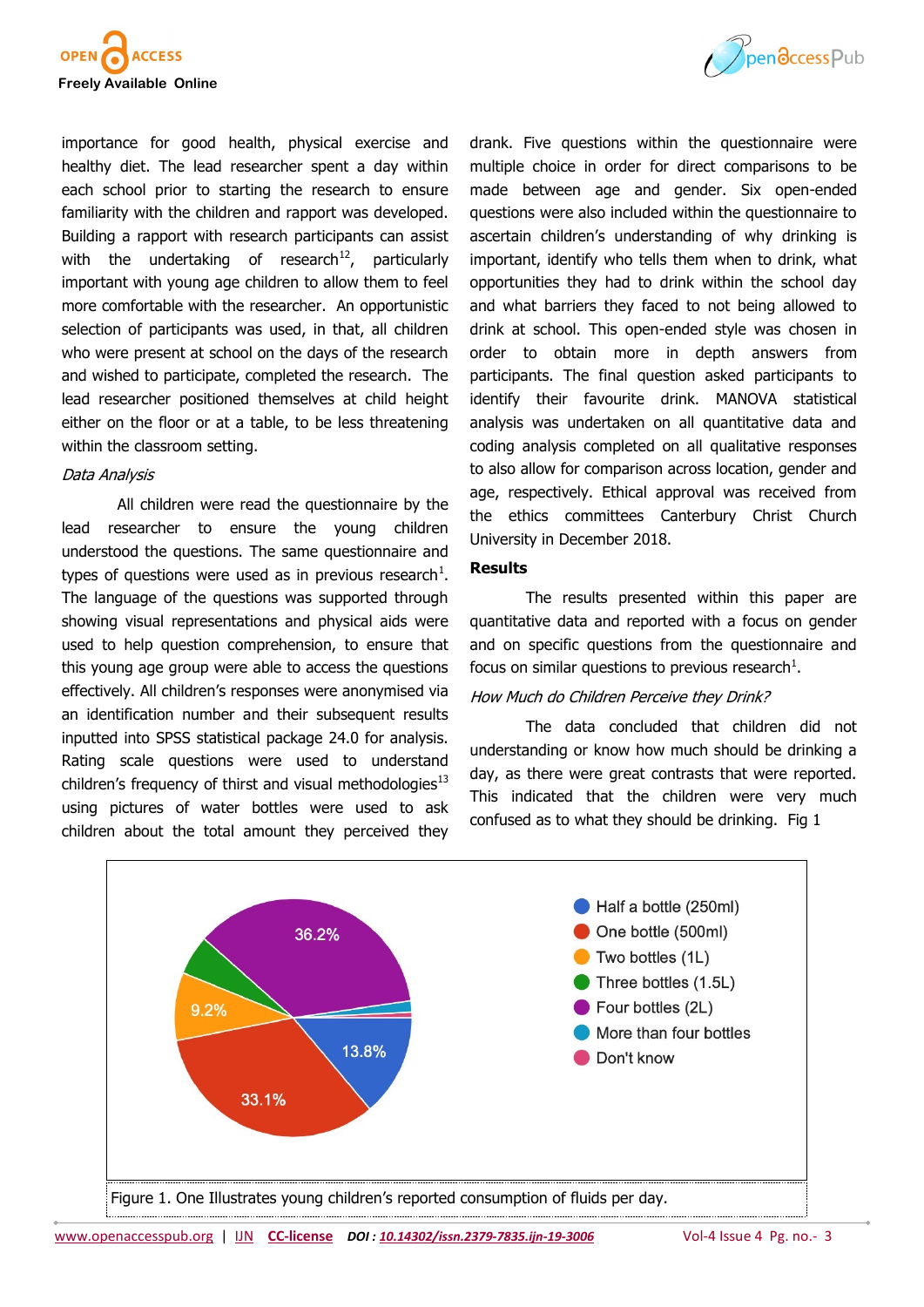importance for good health, physical exercise and healthy diet. The lead researcher spent a day within each school prior to starting the research to ensure familiarity with the children and rapport was developed. Building a rapport with research participants can assist with the undertaking of research[12], particularly important with young age children to allow them to feel more comfortable with the researcher. An opportunistic selection of participants was used, in that, all children who were present at school on the days of the research and wished to participate, completed the research. The lead researcher positioned themselves at child height either on the floor or at a table, to be less threatening within the classroom setting.

*Data Analysis*

All children were read the questionnaire by the lead researcher to ensure the young children understood the questions. The same questionnaire and types of questions were used as in previous research[1]. The language of the questions was supported through showing visual representations and physical aids were used to help question comprehension, to ensure that this young age group were able to access the questions effectively. All children's responses were anonymised via an identification number and their subsequent results inputted into SPSS statistical package 24.0 for analysis. Rating scale questions were used to understand children's frequency of thirst and visual methodologies[13] using pictures of water bottles were used to ask children about the total amount they perceived they drank. Five questions within the questionnaire were multiple choice in order for direct comparisons to be made between age and gender. Six open-ended questions were also included within the questionnaire to ascertain children's understanding of why drinking is important, identify who tells them when to drink, what opportunities they had to drink within the school day and what barriers they faced to not being allowed to drink at school. This open-ended style was chosen in order to obtain more in depth answers from participants. The final question asked participants to identify their favourite drink. MANOVA statistical analysis was undertaken on all quantitative data and coding analysis completed on all qualitative responses to also allow for comparison across location, gender and age, respectively. Ethical approval was received from the ethics committees Canterbury Christ Church University in December 2018.

## Results

The results presented within this paper are quantitative data and reported with a focus on gender and on specific questions from the questionnaire and focus on similar questions to previous research[1].

*How Much do Children Perceive they Drink?*

The data concluded that children did not understanding or know how much should be drinking a day, as there were great contrasts that were reported. This indicated that the children were very much confused as to what they should be drinking. Fig 1

Figure 1. One Illustrates young children's reported consumption of fluids per day.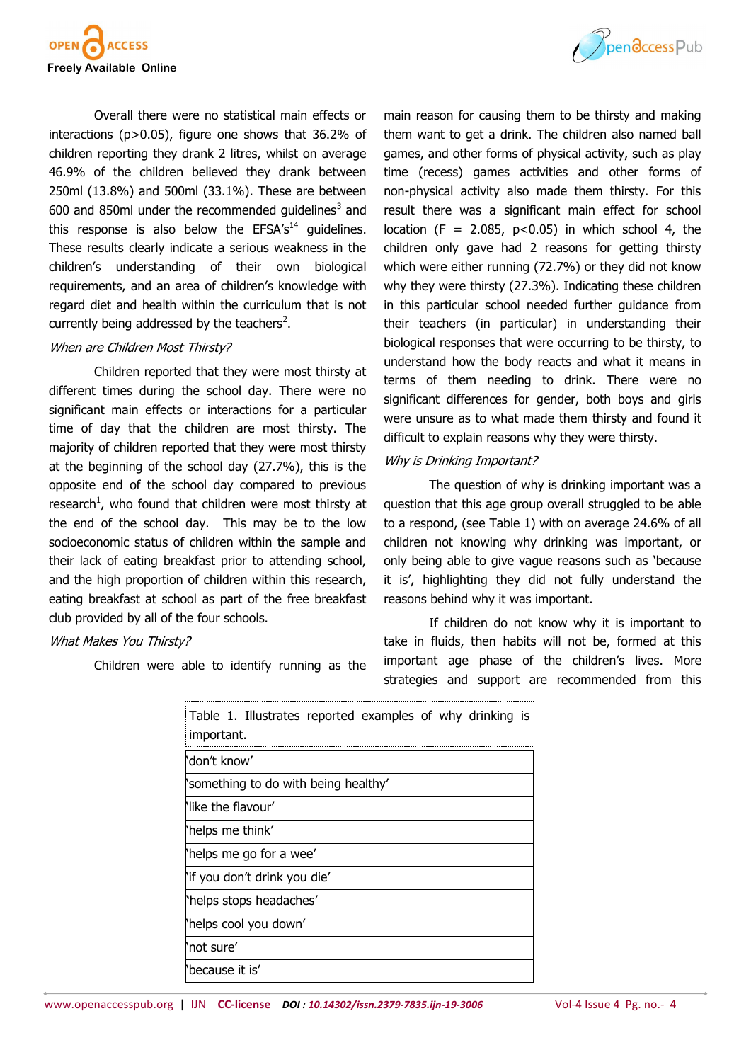Overall there were no statistical main effects or interactions ($p>0.05$), figure one shows that 36.2% of children reporting they drank 2 litres, whilst on average 46.9% of the children believed they drank between 250ml (13.8%) and 500ml (33.1%). These are between 600 and 850ml under the recommended guidelines[3] and this response is also below the EFSA's[14] guidelines. These results clearly indicate a serious weakness in the children's understanding of their own biological requirements, and an area of children's knowledge with regard diet and health within the curriculum that is not currently being addressed by the teachers[2].

*When are Children Most Thirsty?*

Children reported that they were most thirsty at different times during the school day. There were no significant main effects or interactions for a particular time of day that the children are most thirsty. The majority of children reported that they were most thirsty at the beginning of the school day (27.7%), this is the opposite end of the school day compared to previous research[1], who found that children were most thirsty at the end of the school day. This may be to the low socioeconomic status of children within the sample and their lack of eating breakfast prior to attending school, and the high proportion of children within this research, eating breakfast at school as part of the free breakfast club provided by all of the four schools.

*What Makes You Thirsty?*

Children were able to identify running as the main reason for causing them to be thirsty and making them want to get a drink. The children also named ball games, and other forms of physical activity, such as play time (recess) games activities and other forms of non-physical activity also made them thirsty. For this result there was a significant main effect for school location ($F = 2.085$, $p<0.05$) in which school 4, the children only gave had 2 reasons for getting thirsty which were either running (72.7%) or they did not know why they were thirsty (27.3%). Indicating these children in this particular school needed further guidance from their teachers (in particular) in understanding their biological responses that were occurring to be thirsty, to understand how the body reacts and what it means in terms of them needing to drink. There were no significant differences for gender, both boys and girls were unsure as to what made them thirsty and found it difficult to explain reasons why they were thirsty.

*Why is Drinking Important?*

The question of why is drinking important was a question that this age group overall struggled to be able to a respond, (see Table 1) with on average 24.6% of all children not knowing why drinking was important, or only being able to give vague reasons such as 'because it is', highlighting they did not fully understand the reasons behind why it was important.

If children do not know why it is important to take in fluids, then habits will not be, formed at this important age phase of the children's lives. More strategies and support are recommended from this

| Table 1. Illustrates reported examples of why drinking is important. |
|---|
| 'don't know' |
| 'something to do with being healthy' |
| 'like the flavour' |
| 'helps me think' |
| 'helps me go for a wee' |
| 'if you don't drink you die' |
| 'helps stops headaches' |
| 'helps cool you down' |
| 'not sure' |
| 'because it is' |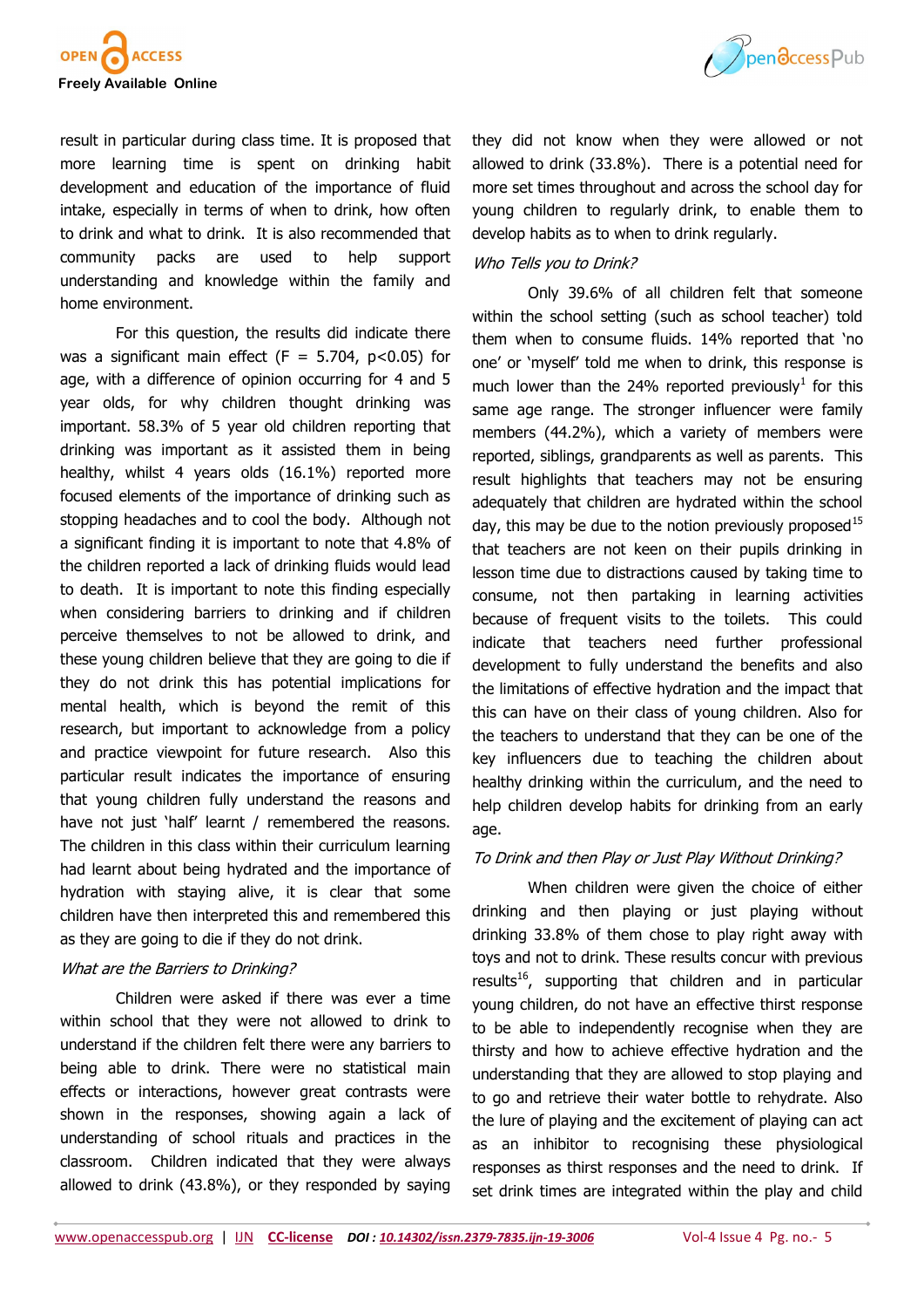result in particular during class time. It is proposed that more learning time is spent on drinking habit development and education of the importance of fluid intake, especially in terms of when to drink, how often to drink and what to drink. It is also recommended that community packs are used to help support understanding and knowledge within the family and home environment.

For this question, the results did indicate there was a significant main effect ($F = 5.704$, $p<0.05$) for age, with a difference of opinion occurring for 4 and 5 year olds, for why children thought drinking was important. 58.3% of 5 year old children reporting that drinking was important as it assisted them in being healthy, whilst 4 years olds (16.1%) reported more focused elements of the importance of drinking such as stopping headaches and to cool the body. Although not a significant finding it is important to note that 4.8% of the children reported a lack of drinking fluids would lead to death. It is important to note this finding especially when considering barriers to drinking and if children perceive themselves to not be allowed to drink, and these young children believe that they are going to die if they do not drink this has potential implications for mental health, which is beyond the remit of this research, but important to acknowledge from a policy and practice viewpoint for future research. Also this particular result indicates the importance of ensuring that young children fully understand the reasons and have not just 'half' learnt / remembered the reasons. The children in this class within their curriculum learning had learnt about being hydrated and the importance of hydration with staying alive, it is clear that some children have then interpreted this and remembered this as they are going to die if they do not drink.

*What are the Barriers to Drinking?*

Children were asked if there was ever a time within school that they were not allowed to drink to understand if the children felt there were any barriers to being able to drink. There were no statistical main effects or interactions, however great contrasts were shown in the responses, showing again a lack of understanding of school rituals and practices in the classroom. Children indicated that they were always allowed to drink (43.8%), or they responded by saying they did not know when they were allowed or not allowed to drink (33.8%). There is a potential need for more set times throughout and across the school day for young children to regularly drink, to enable them to develop habits as to when to drink regularly.

*Who Tells you to Drink?*

Only 39.6% of all children felt that someone within the school setting (such as school teacher) told them when to consume fluids. 14% reported that 'no one' or 'myself' told me when to drink, this response is much lower than the 24% reported previously[1] for this same age range. The stronger influencer were family members (44.2%), which a variety of members were reported, siblings, grandparents as well as parents. This result highlights that teachers may not be ensuring adequately that children are hydrated within the school day, this may be due to the notion previously proposed[15] that teachers are not keen on their pupils drinking in lesson time due to distractions caused by taking time to consume, not then partaking in learning activities because of frequent visits to the toilets. This could indicate that teachers need further professional development to fully understand the benefits and also the limitations of effective hydration and the impact that this can have on their class of young children. Also for the teachers to understand that they can be one of the key influencers due to teaching the children about healthy drinking within the curriculum, and the need to help children develop habits for drinking from an early age.

*To Drink and then Play or Just Play Without Drinking?*

When children were given the choice of either drinking and then playing or just playing without drinking 33.8% of them chose to play right away with toys and not to drink. These results concur with previous results[16], supporting that children and in particular young children, do not have an effective thirst response to be able to independently recognise when they are thirsty and how to achieve effective hydration and the understanding that they are allowed to stop playing and to go and retrieve their water bottle to rehydrate. Also the lure of playing and the excitement of playing can act as an inhibitor to recognising these physiological responses as thirst responses and the need to drink. If set drink times are integrated within the play and child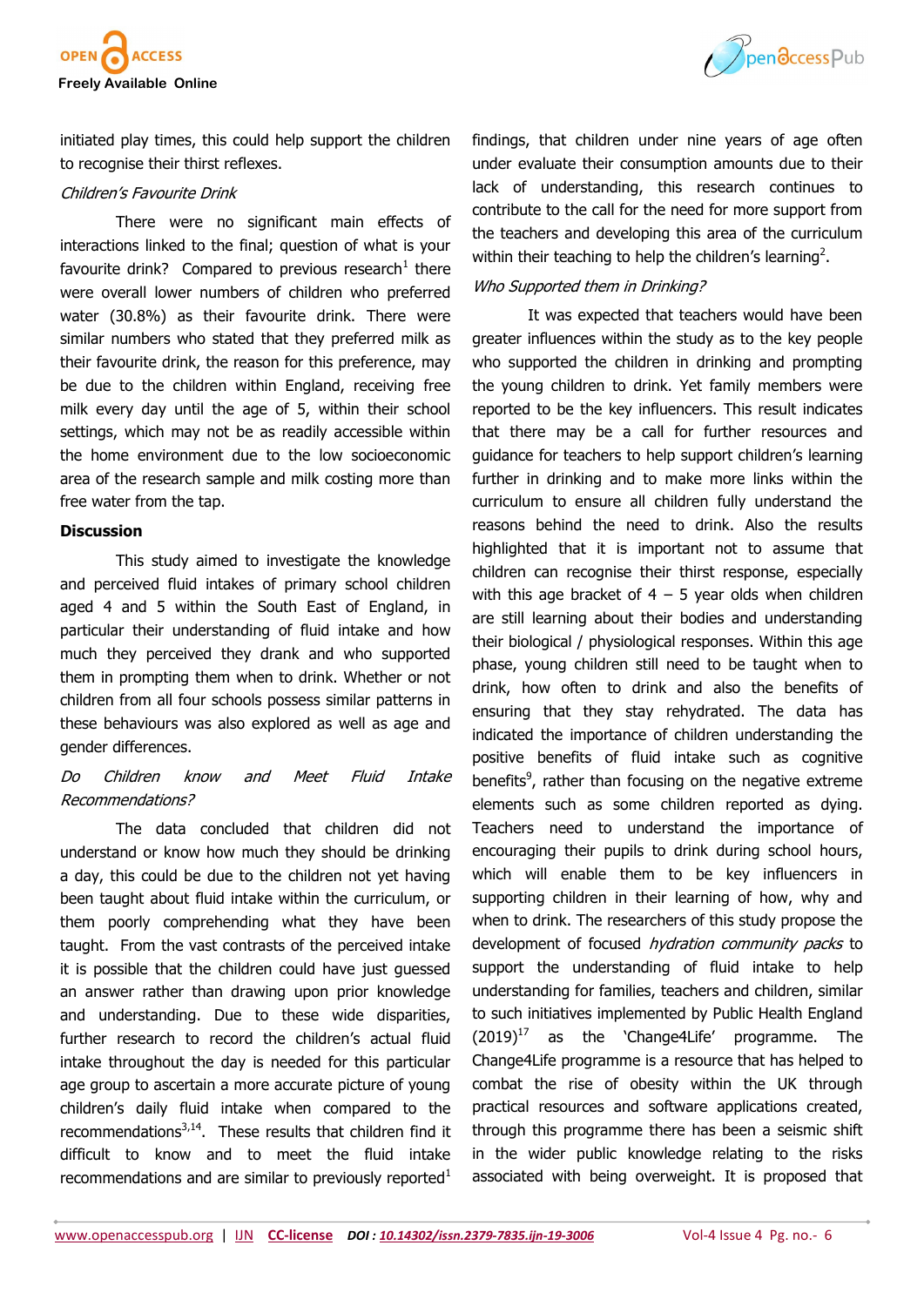initiated play times, this could help support the children to recognise their thirst reflexes.

*Children's Favourite Drink*

There were no significant main effects of interactions linked to the final; question of what is your favourite drink? Compared to previous research[1] there were overall lower numbers of children who preferred water (30.8%) as their favourite drink. There were similar numbers who stated that they preferred milk as their favourite drink, the reason for this preference, may be due to the children within England, receiving free milk every day until the age of 5, within their school settings, which may not be as readily accessible within the home environment due to the low socioeconomic area of the research sample and milk costing more than free water from the tap.

## Discussion

This study aimed to investigate the knowledge and perceived fluid intakes of primary school children aged 4 and 5 within the South East of England, in particular their understanding of fluid intake and how much they perceived they drank and who supported them in prompting them when to drink. Whether or not children from all four schools possess similar patterns in these behaviours was also explored as well as age and gender differences.

*Do Children know and Meet Fluid Intake Recommendations?*

The data concluded that children did not understand or know how much they should be drinking a day, this could be due to the children not yet having been taught about fluid intake within the curriculum, or them poorly comprehending what they have been taught. From the vast contrasts of the perceived intake it is possible that the children could have just guessed an answer rather than drawing upon prior knowledge and understanding. Due to these wide disparities, further research to record the children's actual fluid intake throughout the day is needed for this particular age group to ascertain a more accurate picture of young children's daily fluid intake when compared to the recommendations[3,14]. These results that children find it difficult to know and to meet the fluid intake recommendations and are similar to previously reported[1] findings, that children under nine years of age often under evaluate their consumption amounts due to their lack of understanding, this research continues to contribute to the call for the need for more support from the teachers and developing this area of the curriculum within their teaching to help the children's learning[2].

*Who Supported them in Drinking?*

It was expected that teachers would have been greater influences within the study as to the key people who supported the children in drinking and prompting the young children to drink. Yet family members were reported to be the key influencers. This result indicates that there may be a call for further resources and guidance for teachers to help support children's learning further in drinking and to make more links within the curriculum to ensure all children fully understand the reasons behind the need to drink. Also the results highlighted that it is important not to assume that children can recognise their thirst response, especially with this age bracket of 4 – 5 year olds when children are still learning about their bodies and understanding their biological / physiological responses. Within this age phase, young children still need to be taught when to drink, how often to drink and also the benefits of ensuring that they stay rehydrated. The data has indicated the importance of children understanding the positive benefits of fluid intake such as cognitive benefits[9], rather than focusing on the negative extreme elements such as some children reported as dying. Teachers need to understand the importance of encouraging their pupils to drink during school hours, which will enable them to be key influencers in supporting children in their learning of how, why and when to drink. The researchers of this study propose the development of focused *hydration community packs* to support the understanding of fluid intake to help understanding for families, teachers and children, similar to such initiatives implemented by Public Health England (2019)[17] as the 'Change4Life' programme. The Change4Life programme is a resource that has helped to combat the rise of obesity within the UK through practical resources and software applications created, through this programme there has been a seismic shift in the wider public knowledge relating to the risks associated with being overweight. It is proposed that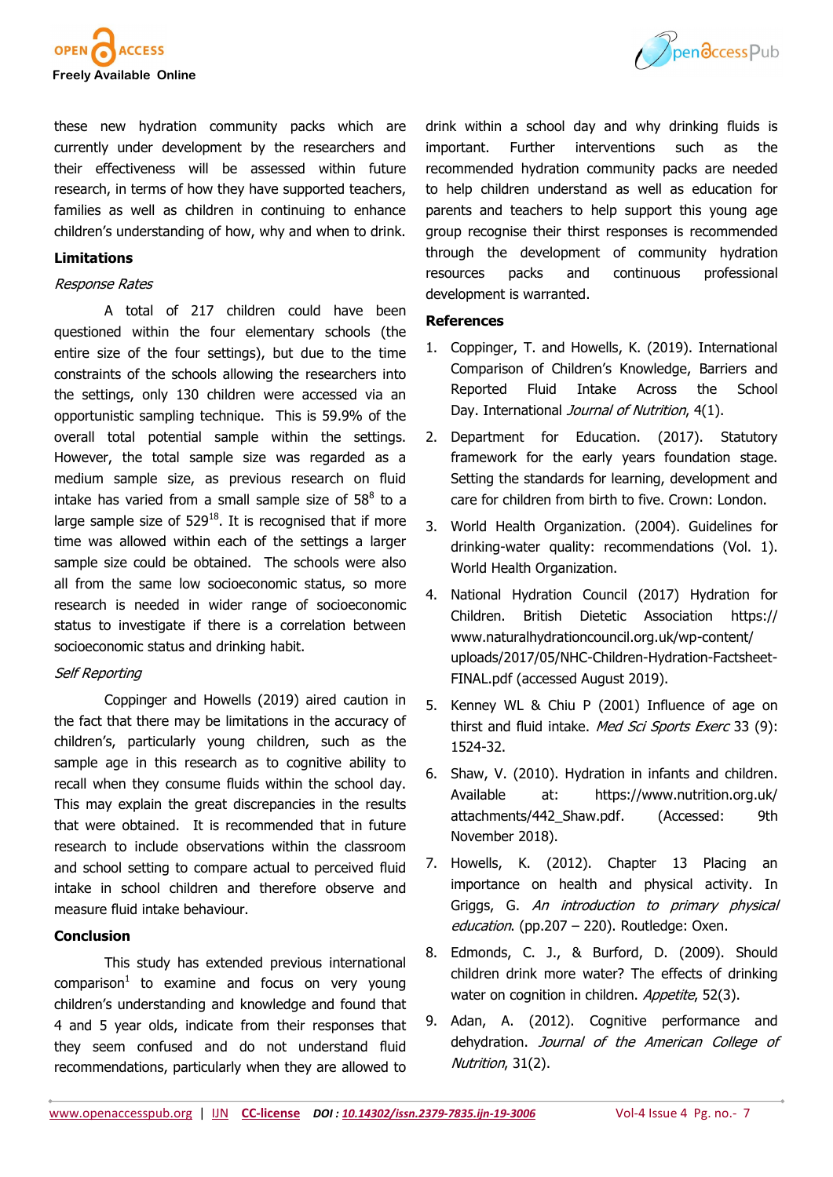these new hydration community packs which are currently under development by the researchers and their effectiveness will be assessed within future research, in terms of how they have supported teachers, families as well as children in continuing to enhance children's understanding of how, why and when to drink.

## Limitations

*Response Rates*

A total of 217 children could have been questioned within the four elementary schools (the entire size of the four settings), but due to the time constraints of the schools allowing the researchers into the settings, only 130 children were accessed via an opportunistic sampling technique. This is 59.9% of the overall total potential sample within the settings. However, the total sample size was regarded as a medium sample size, as previous research on fluid intake has varied from a small sample size of 58[8] to a large sample size of 529[18]. It is recognised that if more time was allowed within each of the settings a larger sample size could be obtained. The schools were also all from the same low socioeconomic status, so more research is needed in wider range of socioeconomic status to investigate if there is a correlation between socioeconomic status and drinking habit.

*Self Reporting*

Coppinger and Howells (2019) aired caution in the fact that there may be limitations in the accuracy of children's, particularly young children, such as the sample age in this research as to cognitive ability to recall when they consume fluids within the school day. This may explain the great discrepancies in the results that were obtained. It is recommended that in future research to include observations within the classroom and school setting to compare actual to perceived fluid intake in school children and therefore observe and measure fluid intake behaviour.

## Conclusion

This study has extended previous international comparison[1] to examine and focus on very young children's understanding and knowledge and found that 4 and 5 year olds, indicate from their responses that they seem confused and do not understand fluid recommendations, particularly when they are allowed to drink within a school day and why drinking fluids is important. Further interventions such as the recommended hydration community packs are needed to help children understand as well as education for parents and teachers to help support this young age group recognise their thirst responses is recommended through the development of community hydration resources packs and continuous professional development is warranted.

## References

1. Coppinger, T. and Howells, K. (2019). International Comparison of Children's Knowledge, Barriers and Reported Fluid Intake Across the School Day. International *Journal of Nutrition*, 4(1).
2. Department for Education. (2017). Statutory framework for the early years foundation stage. Setting the standards for learning, development and care for children from birth to five. Crown: London.
3. World Health Organization. (2004). Guidelines for drinking-water quality: recommendations (Vol. 1). World Health Organization.
4. National Hydration Council (2017) Hydration for Children. British Dietetic Association https://www.naturalhydrationcouncil.org.uk/wp-content/uploads/2017/05/NHC-Children-Hydration-Factsheet-FINAL.pdf (accessed August 2019).
5. Kenney WL & Chiu P (2001) Influence of age on thirst and fluid intake. *Med Sci Sports Exerc* 33 (9): 1524-32.
6. Shaw, V. (2010). Hydration in infants and children. Available at: https://www.nutrition.org.uk/attachments/442_Shaw.pdf. (Accessed: 9th November 2018).
7. Howells, K. (2012). Chapter 13 Placing an importance on health and physical activity. In Griggs, G. *An introduction to primary physical education*. (pp.207 – 220). Routledge: Oxen.
8. Edmonds, C. J., & Burford, D. (2009). Should children drink more water? The effects of drinking water on cognition in children. *Appetite*, 52(3).
9. Adan, A. (2012). Cognitive performance and dehydration. *Journal of the American College of Nutrition*, 31(2).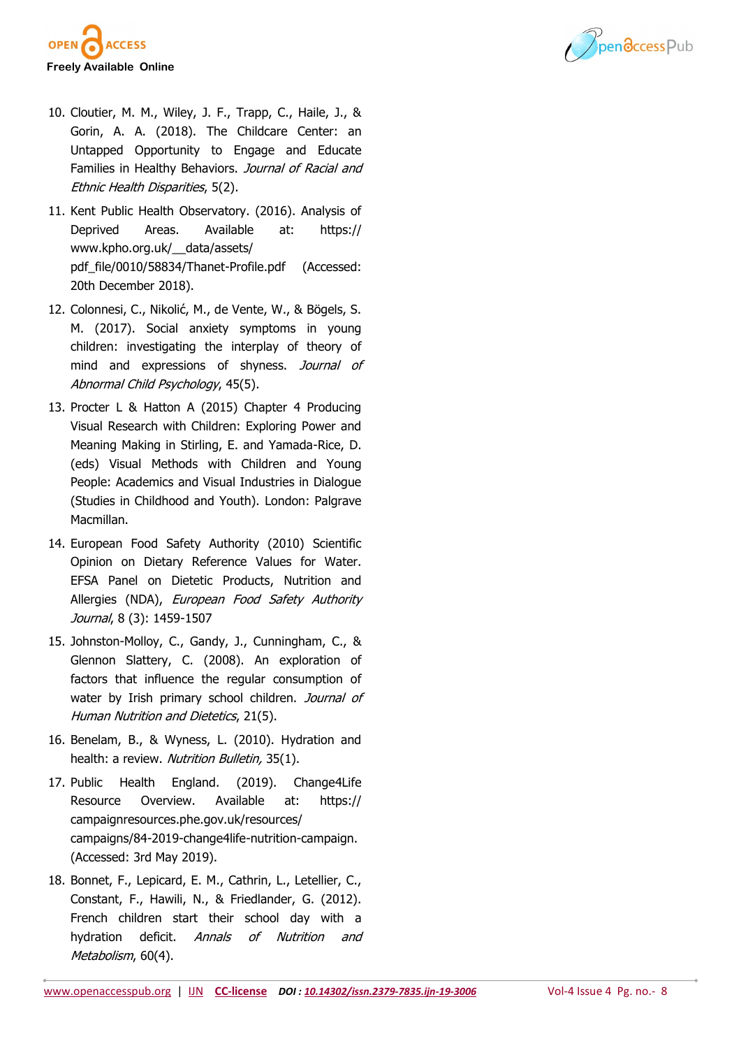10. Cloutier, M. M., Wiley, J. F., Trapp, C., Haile, J., & Gorin, A. A. (2018). The Childcare Center: an Untapped Opportunity to Engage and Educate Families in Healthy Behaviors. *Journal of Racial and Ethnic Health Disparities*, 5(2).
11. Kent Public Health Observatory. (2016). Analysis of Deprived Areas. Available at: https://www.kpho.org.uk/__data/assets/pdf_file/0010/58834/Thanet-Profile.pdf (Accessed: 20th December 2018).
12. Colonnesi, C., Nikolić, M., de Vente, W., & Bögels, S. M. (2017). Social anxiety symptoms in young children: investigating the interplay of theory of mind and expressions of shyness. *Journal of Abnormal Child Psychology*, 45(5).
13. Procter L & Hatton A (2015) Chapter 4 Producing Visual Research with Children: Exploring Power and Meaning Making in Stirling, E. and Yamada-Rice, D. (eds) Visual Methods with Children and Young People: Academics and Visual Industries in Dialogue (Studies in Childhood and Youth). London: Palgrave Macmillan.
14. European Food Safety Authority (2010) Scientific Opinion on Dietary Reference Values for Water. EFSA Panel on Dietetic Products, Nutrition and Allergies (NDA), *European Food Safety Authority Journal*, 8 (3): 1459-1507
15. Johnston-Molloy, C., Gandy, J., Cunningham, C., & Glennon Slattery, C. (2008). An exploration of factors that influence the regular consumption of water by Irish primary school children. *Journal of Human Nutrition and Dietetics*, 21(5).
16. Benelam, B., & Wyness, L. (2010). Hydration and health: a review. *Nutrition Bulletin,* 35(1).
17. Public Health England. (2019). Change4Life Resource Overview. Available at: https://campaignresources.phe.gov.uk/resources/campaigns/84-2019-change4life-nutrition-campaign. (Accessed: 3rd May 2019).
18. Bonnet, F., Lepicard, E. M., Cathrin, L., Letellier, C., Constant, F., Hawili, N., & Friedlander, G. (2012). French children start their school day with a hydration deficit. *Annals of Nutrition and Metabolism*, 60(4).